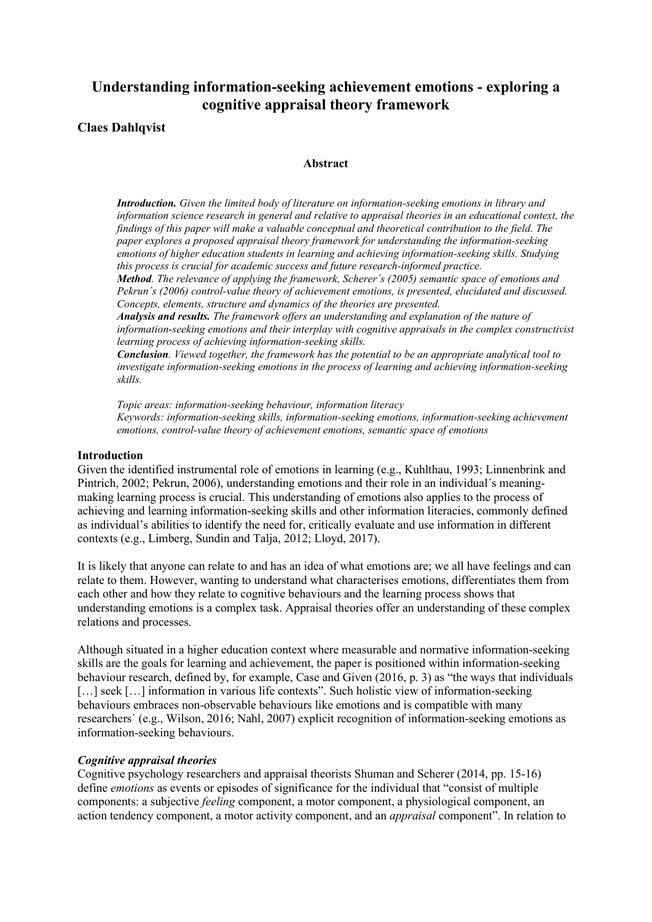# Understanding information-seeking achievement emotions - exploring a cognitive appraisal theory framework

**Claes Dahlqvist**

### Abstract

***Introduction.*** *Given the limited body of literature on information-seeking emotions in library and information science research in general and relative to appraisal theories in an educational context, the findings of this paper will make a valuable conceptual and theoretical contribution to the field. The paper explores a proposed appraisal theory framework for understanding the information-seeking emotions of higher education students in learning and achieving information-seeking skills. Studying this process is crucial for academic success and future research-informed practice.*
***Method*.** *The relevance of applying the framework, Scherer´s (2005) semantic space of emotions and Pekrun´s (2006) control-value theory of achievement emotions, is presented, elucidated and discussed. Concepts, elements, structure and dynamics of the theories are presented.*
***Analysis and results.*** *The framework offers an understanding and explanation of the nature of information-seeking emotions and their interplay with cognitive appraisals in the complex constructivist learning process of achieving information-seeking skills.*
***Conclusion*.** *Viewed together, the framework has the potential to be an appropriate analytical tool to investigate information-seeking emotions in the process of learning and achieving information-seeking skills.*

*Topic areas: information-seeking behaviour, information literacy*
*Keywords: information-seeking skills, information-seeking emotions, information-seeking achievement emotions, control-value theory of achievement emotions, semantic space of emotions*

## Introduction

Given the identified instrumental role of emotions in learning (e.g., Kuhlthau, 1993; Linnenbrink and Pintrich, 2002; Pekrun, 2006), understanding emotions and their role in an individual´s meaning-making learning process is crucial. This understanding of emotions also applies to the process of achieving and learning information-seeking skills and other information literacies, commonly defined as individual's abilities to identify the need for, critically evaluate and use information in different contexts (e.g., Limberg, Sundin and Talja, 2012; Lloyd, 2017).

It is likely that anyone can relate to and has an idea of what emotions are; we all have feelings and can relate to them. However, wanting to understand what characterises emotions, differentiates them from each other and how they relate to cognitive behaviours and the learning process shows that understanding emotions is a complex task. Appraisal theories offer an understanding of these complex relations and processes.

Although situated in a higher education context where measurable and normative information-seeking skills are the goals for learning and achievement, the paper is positioned within information-seeking behaviour research, defined by, for example, Case and Given (2016, p. 3) as "the ways that individuals […] seek […] information in various life contexts". Such holistic view of information-seeking behaviours embraces non-observable behaviours like emotions and is compatible with many researchers´ (e.g., Wilson, 2016; Nahl, 2007) explicit recognition of information-seeking emotions as information-seeking behaviours.

### *Cognitive appraisal theories*

Cognitive psychology researchers and appraisal theorists Shuman and Scherer (2014, pp. 15-16) define *emotions* as events or episodes of significance for the individual that "consist of multiple components: a subjective *feeling* component, a motor component, a physiological component, an action tendency component, a motor activity component, and an *appraisal* component". In relation to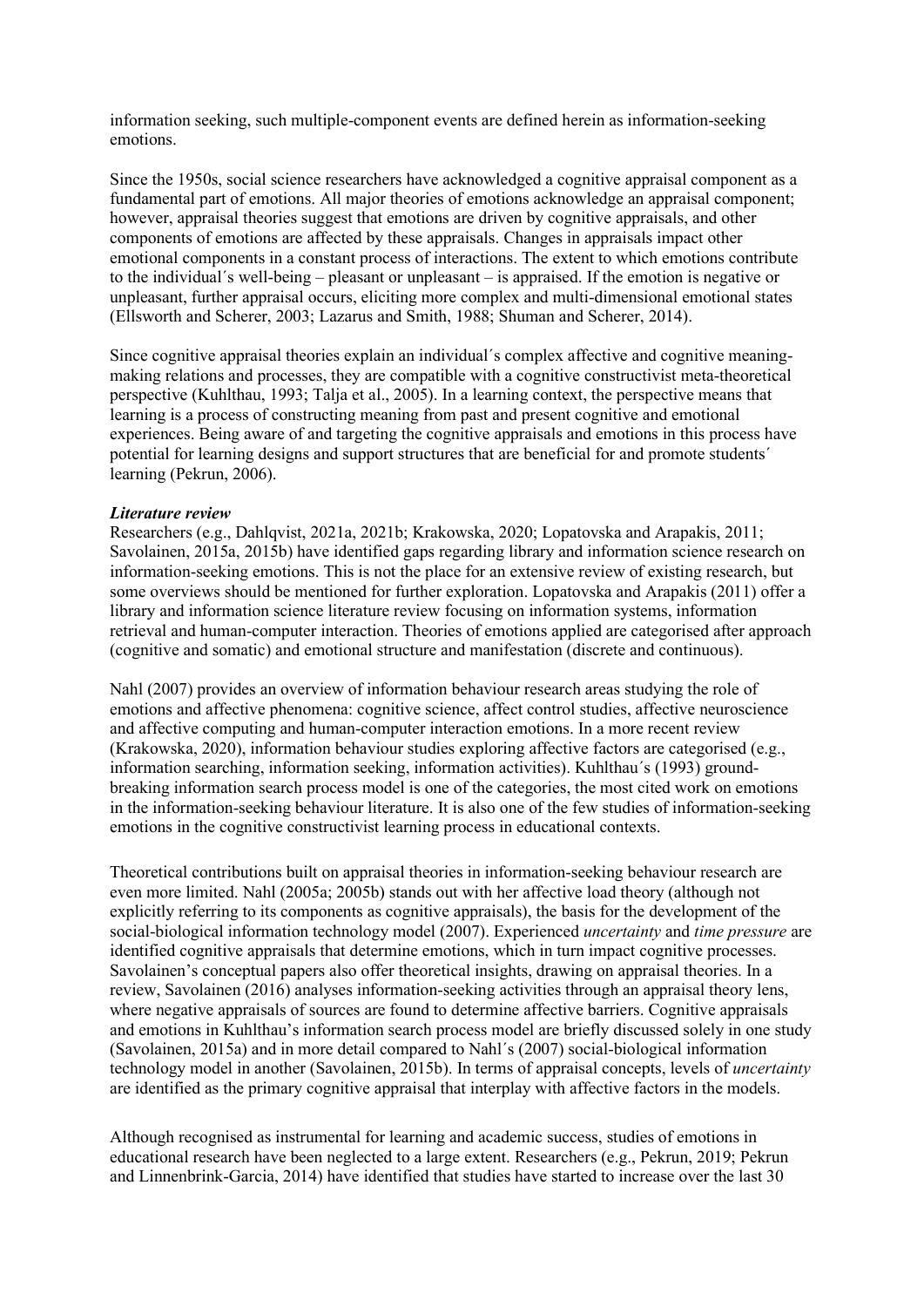information seeking, such multiple-component events are defined herein as information-seeking emotions.

Since the 1950s, social science researchers have acknowledged a cognitive appraisal component as a fundamental part of emotions. All major theories of emotions acknowledge an appraisal component; however, appraisal theories suggest that emotions are driven by cognitive appraisals, and other components of emotions are affected by these appraisals. Changes in appraisals impact other emotional components in a constant process of interactions. The extent to which emotions contribute to the individual´s well-being – pleasant or unpleasant – is appraised. If the emotion is negative or unpleasant, further appraisal occurs, eliciting more complex and multi-dimensional emotional states (Ellsworth and Scherer, 2003; Lazarus and Smith, 1988; Shuman and Scherer, 2014).

Since cognitive appraisal theories explain an individual´s complex affective and cognitive meaning-making relations and processes, they are compatible with a cognitive constructivist meta-theoretical perspective (Kuhlthau, 1993; Talja et al., 2005). In a learning context, the perspective means that learning is a process of constructing meaning from past and present cognitive and emotional experiences. Being aware of and targeting the cognitive appraisals and emotions in this process have potential for learning designs and support structures that are beneficial for and promote students´ learning (Pekrun, 2006).

### *Literature review*

Researchers (e.g., Dahlqvist, 2021a, 2021b; Krakowska, 2020; Lopatovska and Arapakis, 2011; Savolainen, 2015a, 2015b) have identified gaps regarding library and information science research on information-seeking emotions. This is not the place for an extensive review of existing research, but some overviews should be mentioned for further exploration. Lopatovska and Arapakis (2011) offer a library and information science literature review focusing on information systems, information retrieval and human-computer interaction. Theories of emotions applied are categorised after approach (cognitive and somatic) and emotional structure and manifestation (discrete and continuous).

Nahl (2007) provides an overview of information behaviour research areas studying the role of emotions and affective phenomena: cognitive science, affect control studies, affective neuroscience and affective computing and human-computer interaction emotions. In a more recent review (Krakowska, 2020), information behaviour studies exploring affective factors are categorised (e.g., information searching, information seeking, information activities). Kuhlthau´s (1993) ground-breaking information search process model is one of the categories, the most cited work on emotions in the information-seeking behaviour literature. It is also one of the few studies of information-seeking emotions in the cognitive constructivist learning process in educational contexts.

Theoretical contributions built on appraisal theories in information-seeking behaviour research are even more limited. Nahl (2005a; 2005b) stands out with her affective load theory (although not explicitly referring to its components as cognitive appraisals), the basis for the development of the social-biological information technology model (2007). Experienced *uncertainty* and *time pressure* are identified cognitive appraisals that determine emotions, which in turn impact cognitive processes. Savolainen's conceptual papers also offer theoretical insights, drawing on appraisal theories. In a review, Savolainen (2016) analyses information-seeking activities through an appraisal theory lens, where negative appraisals of sources are found to determine affective barriers. Cognitive appraisals and emotions in Kuhlthau's information search process model are briefly discussed solely in one study (Savolainen, 2015a) and in more detail compared to Nahl´s (2007) social-biological information technology model in another (Savolainen, 2015b). In terms of appraisal concepts, levels of *uncertainty* are identified as the primary cognitive appraisal that interplay with affective factors in the models.

Although recognised as instrumental for learning and academic success, studies of emotions in educational research have been neglected to a large extent. Researchers (e.g., Pekrun, 2019; Pekrun and Linnenbrink-Garcia, 2014) have identified that studies have started to increase over the last 30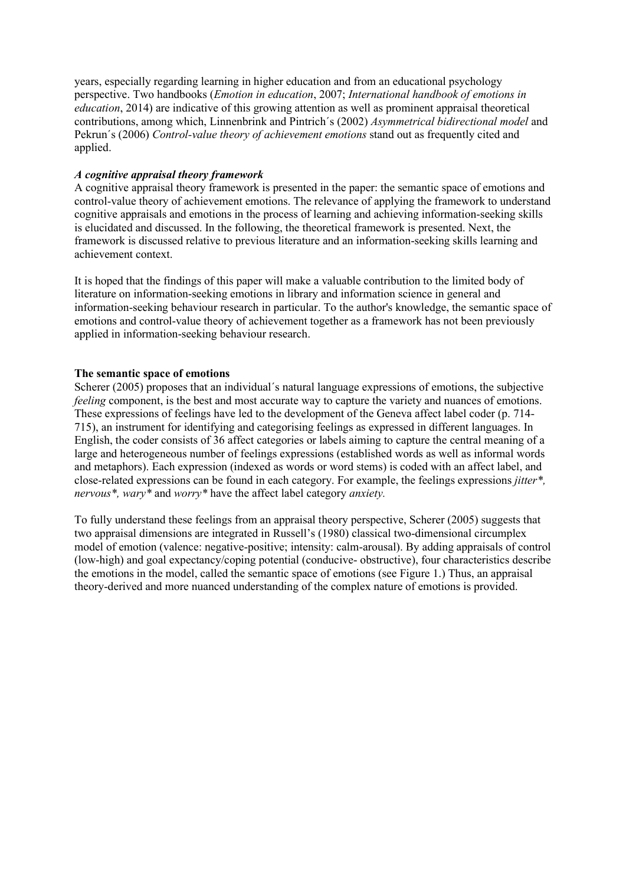years, especially regarding learning in higher education and from an educational psychology perspective. Two handbooks (*Emotion in education*, 2007; *International handbook of emotions in education*, 2014) are indicative of this growing attention as well as prominent appraisal theoretical contributions, among which, Linnenbrink and Pintrich´s (2002) *Asymmetrical bidirectional model* and Pekrun´s (2006) *Control-value theory of achievement emotions* stand out as frequently cited and applied.

### *A cognitive appraisal theory framework*

A cognitive appraisal theory framework is presented in the paper: the semantic space of emotions and control-value theory of achievement emotions. The relevance of applying the framework to understand cognitive appraisals and emotions in the process of learning and achieving information-seeking skills is elucidated and discussed. In the following, the theoretical framework is presented. Next, the framework is discussed relative to previous literature and an information-seeking skills learning and achievement context.

It is hoped that the findings of this paper will make a valuable contribution to the limited body of literature on information-seeking emotions in library and information science in general and information-seeking behaviour research in particular. To the author's knowledge, the semantic space of emotions and control-value theory of achievement together as a framework has not been previously applied in information-seeking behaviour research.

## The semantic space of emotions

Scherer (2005) proposes that an individual´s natural language expressions of emotions, the subjective *feeling* component, is the best and most accurate way to capture the variety and nuances of emotions. These expressions of feelings have led to the development of the Geneva affect label coder (p. 714-715), an instrument for identifying and categorising feelings as expressed in different languages. In English, the coder consists of 36 affect categories or labels aiming to capture the central meaning of a large and heterogeneous number of feelings expressions (established words as well as informal words and metaphors). Each expression (indexed as words or word stems) is coded with an affect label, and close-related expressions can be found in each category. For example, the feelings expressions *jitter*, nervous*, wary** and *worry** have the affect label category *anxiety.*

To fully understand these feelings from an appraisal theory perspective, Scherer (2005) suggests that two appraisal dimensions are integrated in Russell's (1980) classical two-dimensional circumplex model of emotion (valence: negative-positive; intensity: calm-arousal). By adding appraisals of control (low-high) and goal expectancy/coping potential (conducive- obstructive), four characteristics describe the emotions in the model, called the semantic space of emotions (see Figure 1.) Thus, an appraisal theory-derived and more nuanced understanding of the complex nature of emotions is provided.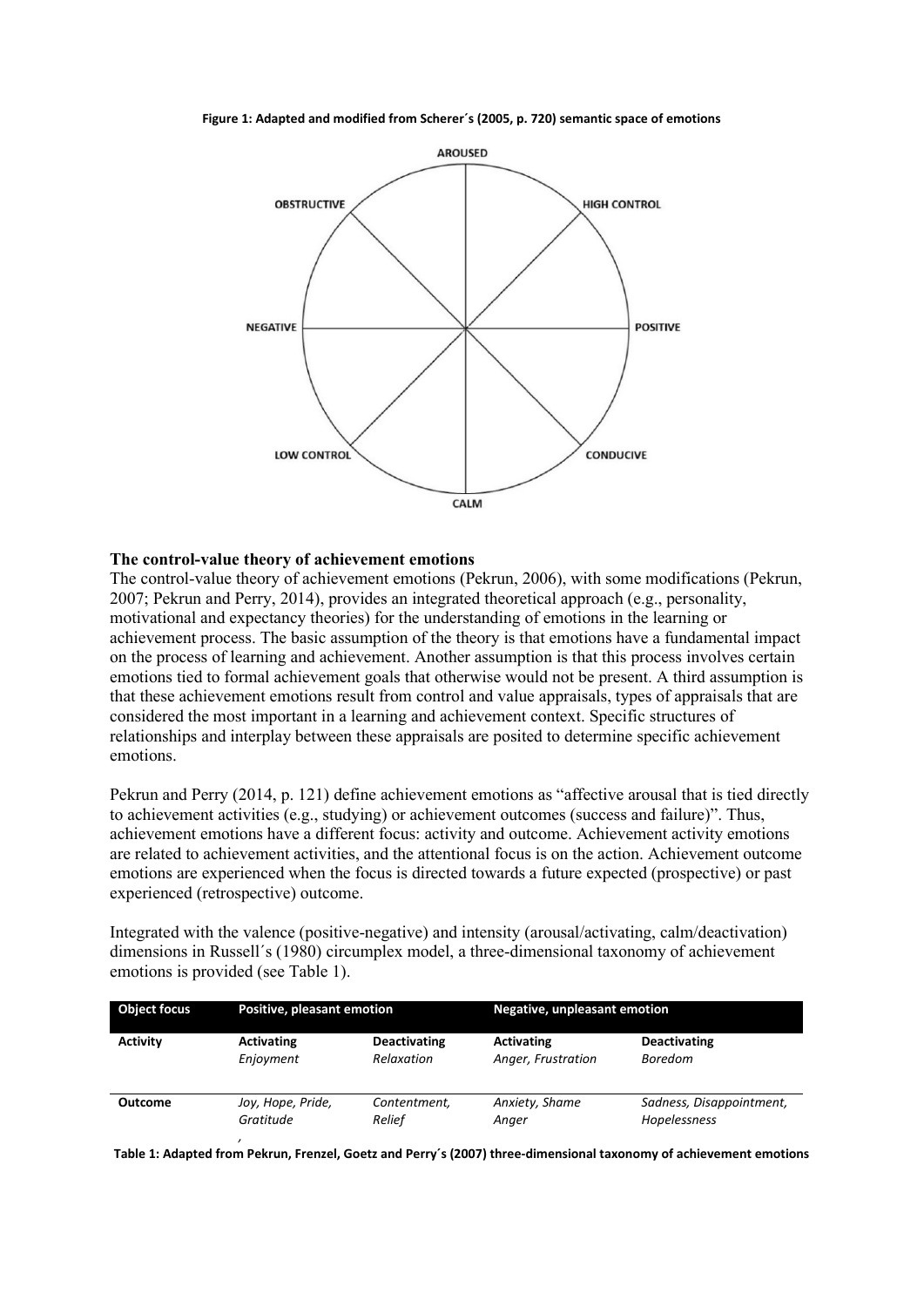**Figure 1: Adapted and modified from Scherer´s (2005, p. 720) semantic space of emotions**

### The control-value theory of achievement emotions

The control-value theory of achievement emotions (Pekrun, 2006), with some modifications (Pekrun, 2007; Pekrun and Perry, 2014), provides an integrated theoretical approach (e.g., personality, motivational and expectancy theories) for the understanding of emotions in the learning or achievement process. The basic assumption of the theory is that emotions have a fundamental impact on the process of learning and achievement. Another assumption is that this process involves certain emotions tied to formal achievement goals that otherwise would not be present. A third assumption is that these achievement emotions result from control and value appraisals, types of appraisals that are considered the most important in a learning and achievement context. Specific structures of relationships and interplay between these appraisals are posited to determine specific achievement emotions.

Pekrun and Perry (2014, p. 121) define achievement emotions as "affective arousal that is tied directly to achievement activities (e.g., studying) or achievement outcomes (success and failure)". Thus, achievement emotions have a different focus: activity and outcome. Achievement activity emotions are related to achievement activities, and the attentional focus is on the action. Achievement outcome emotions are experienced when the focus is directed towards a future expected (prospective) or past experienced (retrospective) outcome.

Integrated with the valence (positive-negative) and intensity (arousal/activating, calm/deactivation) dimensions in Russell´s (1980) circumplex model, a three-dimensional taxonomy of achievement emotions is provided (see Table 1).

| Object focus | Positive, pleasant emotion | | Negative, unpleasant emotion | |
|---|---|---|---|---|
| **Activity** | **Activating** *Enjoyment* | **Deactivating** *Relaxation* | **Activating** *Anger, Frustration* | **Deactivating** *Boredom* |
| **Outcome** | *Joy, Hope, Pride, Gratitude* | *Contentment, Relief* | *Anxiety, Shame Anger* | *Sadness, Disappointment, Hopelessness* |

**Table 1: Adapted from Pekrun, Frenzel, Goetz and Perry´s (2007) three-dimensional taxonomy of achievement emotions**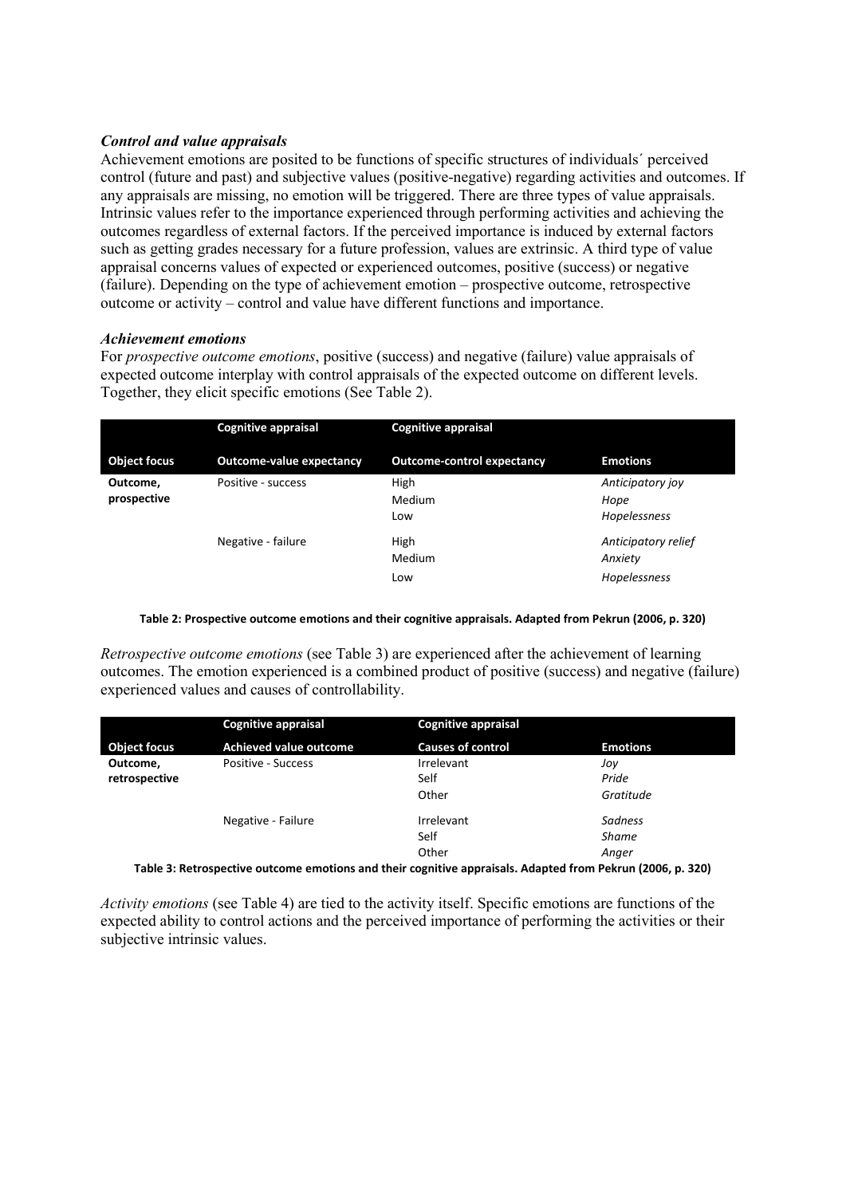### *Control and value appraisals*

Achievement emotions are posited to be functions of specific structures of individuals´ perceived control (future and past) and subjective values (positive-negative) regarding activities and outcomes. If any appraisals are missing, no emotion will be triggered. There are three types of value appraisals. Intrinsic values refer to the importance experienced through performing activities and achieving the outcomes regardless of external factors. If the perceived importance is induced by external factors such as getting grades necessary for a future profession, values are extrinsic. A third type of value appraisal concerns values of expected or experienced outcomes, positive (success) or negative (failure). Depending on the type of achievement emotion – prospective outcome, retrospective outcome or activity – control and value have different functions and importance.

### *Achievement emotions*

For *prospective outcome emotions*, positive (success) and negative (failure) value appraisals of expected outcome interplay with control appraisals of the expected outcome on different levels. Together, they elicit specific emotions (See Table 2).

| | Cognitive appraisal | Cognitive appraisal | |
|---|---|---|---|
| **Object focus** | **Outcome-value expectancy** | **Outcome-control expectancy** | **Emotions** |
| **Outcome, prospective** | Positive - success | High | *Anticipatory joy* |
| | | Medium | *Hope* |
| | | Low | *Hopelessness* |
| | Negative - failure | High | *Anticipatory relief* |
| | | Medium | *Anxiety* |
| | | Low | *Hopelessness* |

**Table 2: Prospective outcome emotions and their cognitive appraisals. Adapted from Pekrun (2006, p. 320)**

*Retrospective outcome emotions* (see Table 3) are experienced after the achievement of learning outcomes. The emotion experienced is a combined product of positive (success) and negative (failure) experienced values and causes of controllability.

| | Cognitive appraisal | Cognitive appraisal | |
|---|---|---|---|
| **Object focus** | **Achieved value outcome** | **Causes of control** | **Emotions** |
| **Outcome, retrospective** | Positive - Success | Irrelevant | *Joy* |
| | | Self | *Pride* |
| | | Other | *Gratitude* |
| | Negative - Failure | Irrelevant | *Sadness* |
| | | Self | *Shame* |
| | | Other | *Anger* |

**Table 3: Retrospective outcome emotions and their cognitive appraisals. Adapted from Pekrun (2006, p. 320)**

*Activity emotions* (see Table 4) are tied to the activity itself. Specific emotions are functions of the expected ability to control actions and the perceived importance of performing the activities or their subjective intrinsic values.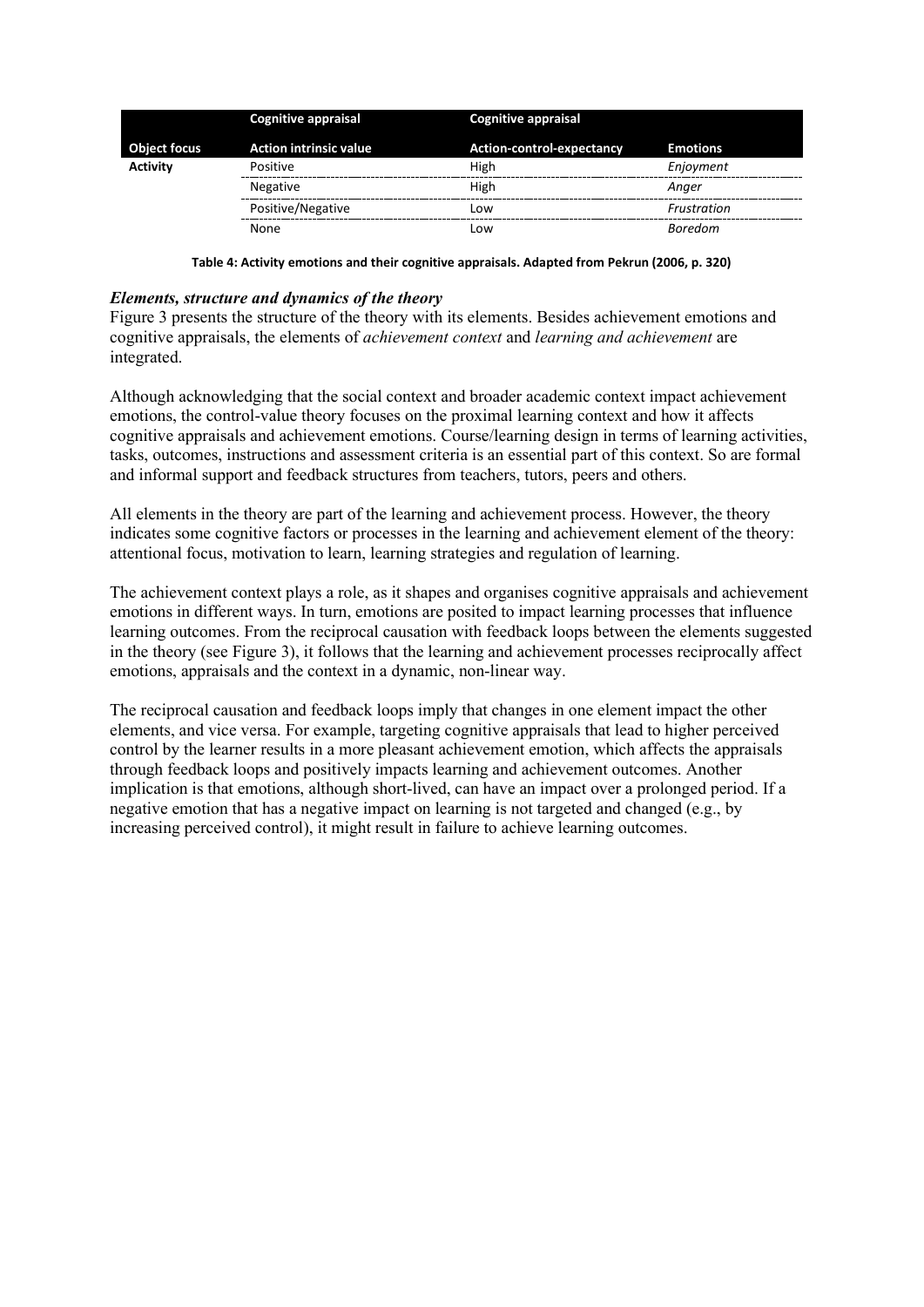| | Cognitive appraisal | Cognitive appraisal | |
|---|---|---|---|
| **Object focus** | **Action intrinsic value** | **Action-control-expectancy** | **Emotions** |
| **Activity** | Positive | High | *Enjoyment* |
| | Negative | High | *Anger* |
| | Positive/Negative | Low | *Frustration* |
| | None | Low | *Boredom* |

**Table 4: Activity emotions and their cognitive appraisals. Adapted from Pekrun (2006, p. 320)**

### *Elements, structure and dynamics of the theory*

Figure 3 presents the structure of the theory with its elements. Besides achievement emotions and cognitive appraisals, the elements of *achievement context* and *learning and achievement* are integrated.

Although acknowledging that the social context and broader academic context impact achievement emotions, the control-value theory focuses on the proximal learning context and how it affects cognitive appraisals and achievement emotions. Course/learning design in terms of learning activities, tasks, outcomes, instructions and assessment criteria is an essential part of this context. So are formal and informal support and feedback structures from teachers, tutors, peers and others.

All elements in the theory are part of the learning and achievement process. However, the theory indicates some cognitive factors or processes in the learning and achievement element of the theory: attentional focus, motivation to learn, learning strategies and regulation of learning.

The achievement context plays a role, as it shapes and organises cognitive appraisals and achievement emotions in different ways. In turn, emotions are posited to impact learning processes that influence learning outcomes. From the reciprocal causation with feedback loops between the elements suggested in the theory (see Figure 3), it follows that the learning and achievement processes reciprocally affect emotions, appraisals and the context in a dynamic, non-linear way.

The reciprocal causation and feedback loops imply that changes in one element impact the other elements, and vice versa. For example, targeting cognitive appraisals that lead to higher perceived control by the learner results in a more pleasant achievement emotion, which affects the appraisals through feedback loops and positively impacts learning and achievement outcomes. Another implication is that emotions, although short-lived, can have an impact over a prolonged period. If a negative emotion that has a negative impact on learning is not targeted and changed (e.g., by increasing perceived control), it might result in failure to achieve learning outcomes.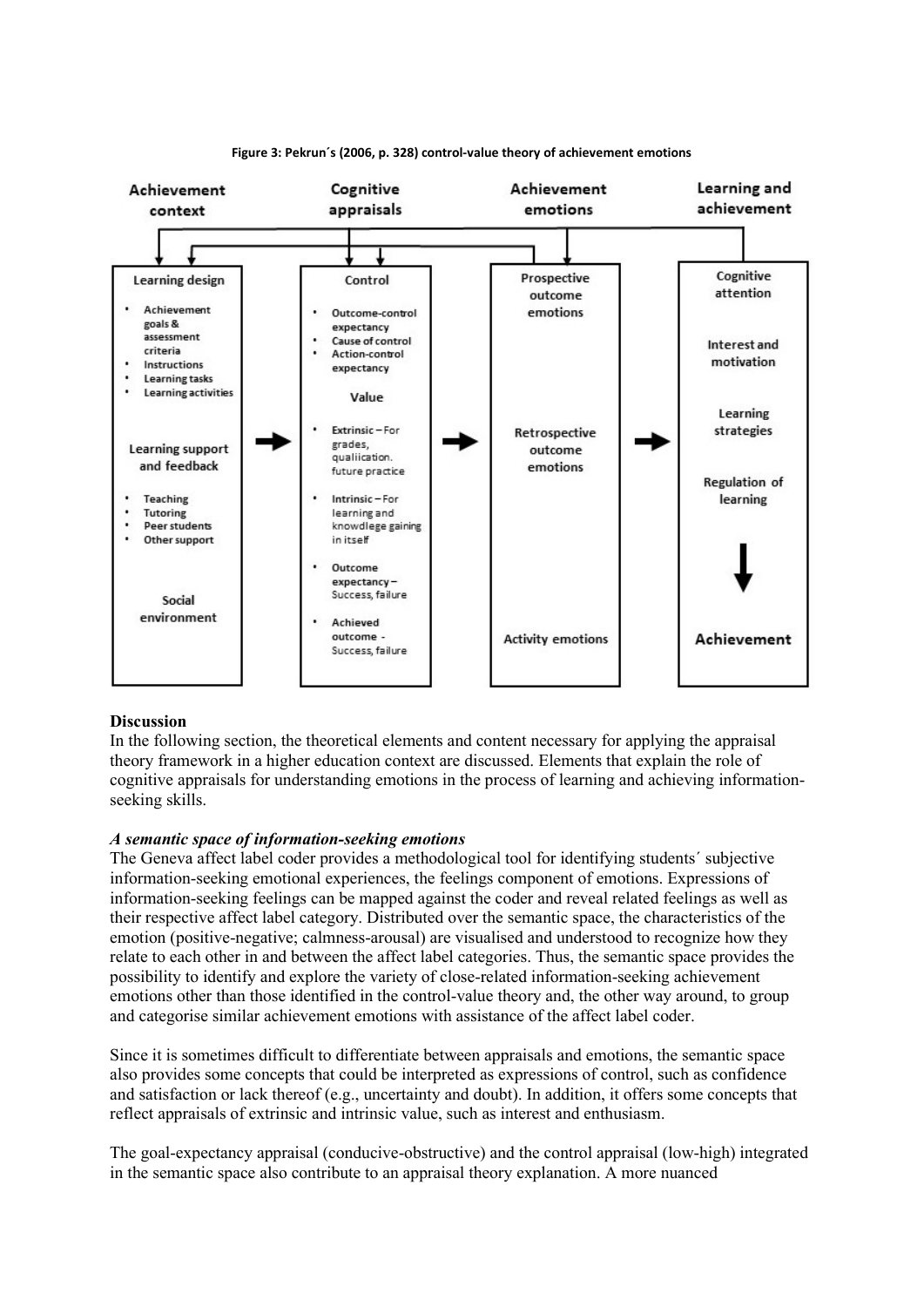**Figure 3: Pekrun´s (2006, p. 328) control-value theory of achievement emotions**

**Discussion**

In the following section, the theoretical elements and content necessary for applying the appraisal theory framework in a higher education context are discussed. Elements that explain the role of cognitive appraisals for understanding emotions in the process of learning and achieving information-seeking skills.

***A semantic space of information-seeking emotions***

The Geneva affect label coder provides a methodological tool for identifying students´ subjective information-seeking emotional experiences, the feelings component of emotions. Expressions of information-seeking feelings can be mapped against the coder and reveal related feelings as well as their respective affect label category. Distributed over the semantic space, the characteristics of the emotion (positive-negative; calmness-arousal) are visualised and understood to recognize how they relate to each other in and between the affect label categories. Thus, the semantic space provides the possibility to identify and explore the variety of close-related information-seeking achievement emotions other than those identified in the control-value theory and, the other way around, to group and categorise similar achievement emotions with assistance of the affect label coder.

Since it is sometimes difficult to differentiate between appraisals and emotions, the semantic space also provides some concepts that could be interpreted as expressions of control, such as confidence and satisfaction or lack thereof (e.g., uncertainty and doubt). In addition, it offers some concepts that reflect appraisals of extrinsic and intrinsic value, such as interest and enthusiasm.

The goal-expectancy appraisal (conducive-obstructive) and the control appraisal (low-high) integrated in the semantic space also contribute to an appraisal theory explanation. A more nuanced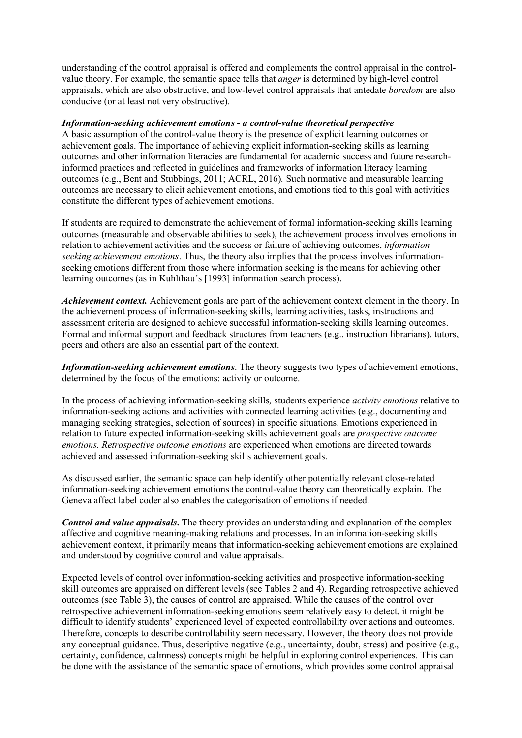understanding of the control appraisal is offered and complements the control appraisal in the control-value theory. For example, the semantic space tells that *anger* is determined by high-level control appraisals, which are also obstructive, and low-level control appraisals that antedate *boredom* are also conducive (or at least not very obstructive).

***Information-seeking achievement emotions - a control-value theoretical perspective***

A basic assumption of the control-value theory is the presence of explicit learning outcomes or achievement goals. The importance of achieving explicit information-seeking skills as learning outcomes and other information literacies are fundamental for academic success and future research-informed practices and reflected in guidelines and frameworks of information literacy learning outcomes (e.g., Bent and Stubbings, 2011; ACRL, 2016)*.* Such normative and measurable learning outcomes are necessary to elicit achievement emotions, and emotions tied to this goal with activities constitute the different types of achievement emotions.

If students are required to demonstrate the achievement of formal information-seeking skills learning outcomes (measurable and observable abilities to seek), the achievement process involves emotions in relation to achievement activities and the success or failure of achieving outcomes, *information-seeking achievement emotions*. Thus, the theory also implies that the process involves information-seeking emotions different from those where information seeking is the means for achieving other learning outcomes (as in Kuhlthau´s [1993] information search process).

***Achievement context.*** Achievement goals are part of the achievement context element in the theory. In the achievement process of information-seeking skills, learning activities, tasks, instructions and assessment criteria are designed to achieve successful information-seeking skills learning outcomes. Formal and informal support and feedback structures from teachers (e.g., instruction librarians), tutors, peers and others are also an essential part of the context.

***Information-seeking achievement emotions***. The theory suggests two types of achievement emotions, determined by the focus of the emotions: activity or outcome.

In the process of achieving information-seeking skills*,* students experience *activity emotions* relative to information-seeking actions and activities with connected learning activities (e.g., documenting and managing seeking strategies, selection of sources) in specific situations. Emotions experienced in relation to future expected information-seeking skills achievement goals are *prospective outcome emotions. Retrospective outcome emotions* are experienced when emotions are directed towards achieved and assessed information-seeking skills achievement goals.

As discussed earlier, the semantic space can help identify other potentially relevant close-related information-seeking achievement emotions the control-value theory can theoretically explain. The Geneva affect label coder also enables the categorisation of emotions if needed.

***Control and value appraisals*****.** The theory provides an understanding and explanation of the complex affective and cognitive meaning-making relations and processes. In an information-seeking skills achievement context, it primarily means that information-seeking achievement emotions are explained and understood by cognitive control and value appraisals.

Expected levels of control over information-seeking activities and prospective information-seeking skill outcomes are appraised on different levels (see Tables 2 and 4). Regarding retrospective achieved outcomes (see Table 3), the causes of control are appraised. While the causes of the control over retrospective achievement information-seeking emotions seem relatively easy to detect, it might be difficult to identify students' experienced level of expected controllability over actions and outcomes. Therefore, concepts to describe controllability seem necessary. However, the theory does not provide any conceptual guidance. Thus, descriptive negative (e.g., uncertainty, doubt, stress) and positive (e.g., certainty, confidence, calmness) concepts might be helpful in exploring control experiences. This can be done with the assistance of the semantic space of emotions, which provides some control appraisal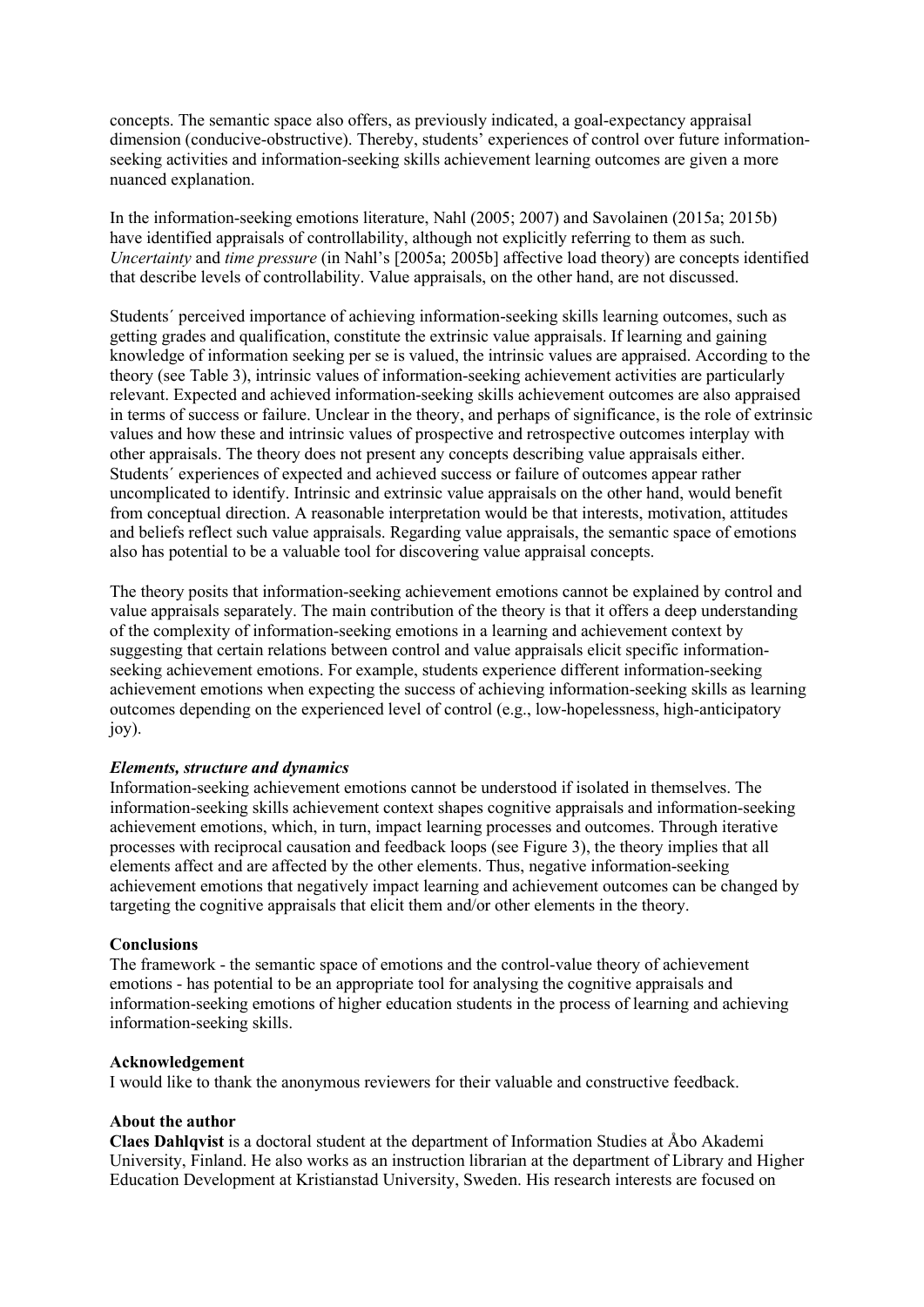concepts. The semantic space also offers, as previously indicated, a goal-expectancy appraisal dimension (conducive-obstructive). Thereby, students' experiences of control over future information-seeking activities and information-seeking skills achievement learning outcomes are given a more nuanced explanation.

In the information-seeking emotions literature, Nahl (2005; 2007) and Savolainen (2015a; 2015b) have identified appraisals of controllability, although not explicitly referring to them as such. *Uncertainty* and *time pressure* (in Nahl's [2005a; 2005b] affective load theory) are concepts identified that describe levels of controllability. Value appraisals, on the other hand, are not discussed.

Students´ perceived importance of achieving information-seeking skills learning outcomes, such as getting grades and qualification, constitute the extrinsic value appraisals. If learning and gaining knowledge of information seeking per se is valued, the intrinsic values are appraised. According to the theory (see Table 3), intrinsic values of information-seeking achievement activities are particularly relevant. Expected and achieved information-seeking skills achievement outcomes are also appraised in terms of success or failure. Unclear in the theory, and perhaps of significance, is the role of extrinsic values and how these and intrinsic values of prospective and retrospective outcomes interplay with other appraisals. The theory does not present any concepts describing value appraisals either. Students´ experiences of expected and achieved success or failure of outcomes appear rather uncomplicated to identify. Intrinsic and extrinsic value appraisals on the other hand, would benefit from conceptual direction. A reasonable interpretation would be that interests, motivation, attitudes and beliefs reflect such value appraisals. Regarding value appraisals, the semantic space of emotions also has potential to be a valuable tool for discovering value appraisal concepts.

The theory posits that information-seeking achievement emotions cannot be explained by control and value appraisals separately. The main contribution of the theory is that it offers a deep understanding of the complexity of information-seeking emotions in a learning and achievement context by suggesting that certain relations between control and value appraisals elicit specific information-seeking achievement emotions. For example, students experience different information-seeking achievement emotions when expecting the success of achieving information-seeking skills as learning outcomes depending on the experienced level of control (e.g., low-hopelessness, high-anticipatory joy).

***Elements, structure and dynamics***

Information-seeking achievement emotions cannot be understood if isolated in themselves. The information-seeking skills achievement context shapes cognitive appraisals and information-seeking achievement emotions, which, in turn, impact learning processes and outcomes. Through iterative processes with reciprocal causation and feedback loops (see Figure 3), the theory implies that all elements affect and are affected by the other elements. Thus, negative information-seeking achievement emotions that negatively impact learning and achievement outcomes can be changed by targeting the cognitive appraisals that elicit them and/or other elements in the theory.

## Conclusions

The framework - the semantic space of emotions and the control-value theory of achievement emotions - has potential to be an appropriate tool for analysing the cognitive appraisals and information-seeking emotions of higher education students in the process of learning and achieving information-seeking skills.

## Acknowledgement

I would like to thank the anonymous reviewers for their valuable and constructive feedback.

## About the author

**Claes Dahlqvist** is a doctoral student at the department of Information Studies at Åbo Akademi University, Finland. He also works as an instruction librarian at the department of Library and Higher Education Development at Kristianstad University, Sweden. His research interests are focused on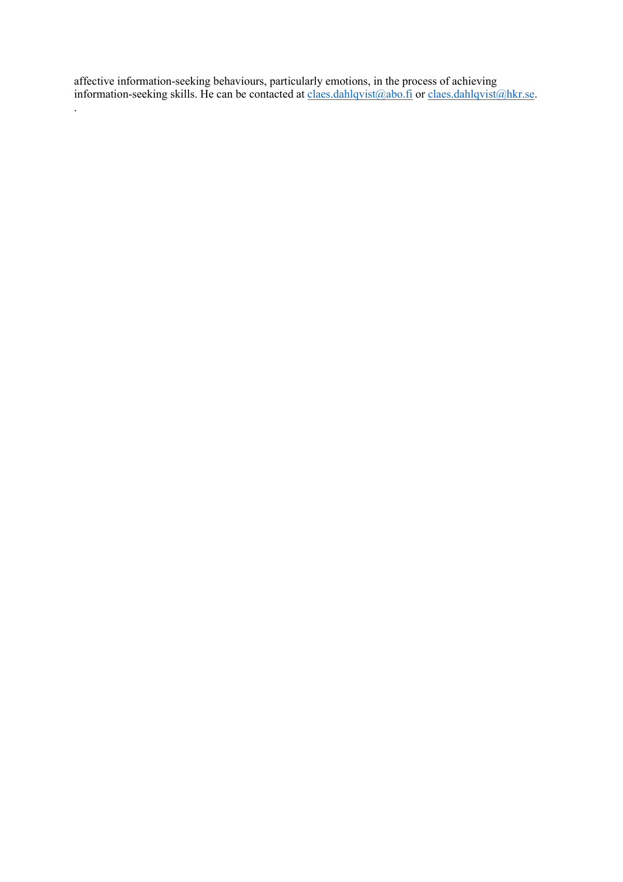affective information-seeking behaviours, particularly emotions, in the process of achieving information-seeking skills. He can be contacted at [claes.dahlqvist@abo.fi](mailto:claes.dahlqvist@abo.fi) or [claes.dahlqvist@hkr.se](mailto:claes.dahlqvist@hkr.se).

.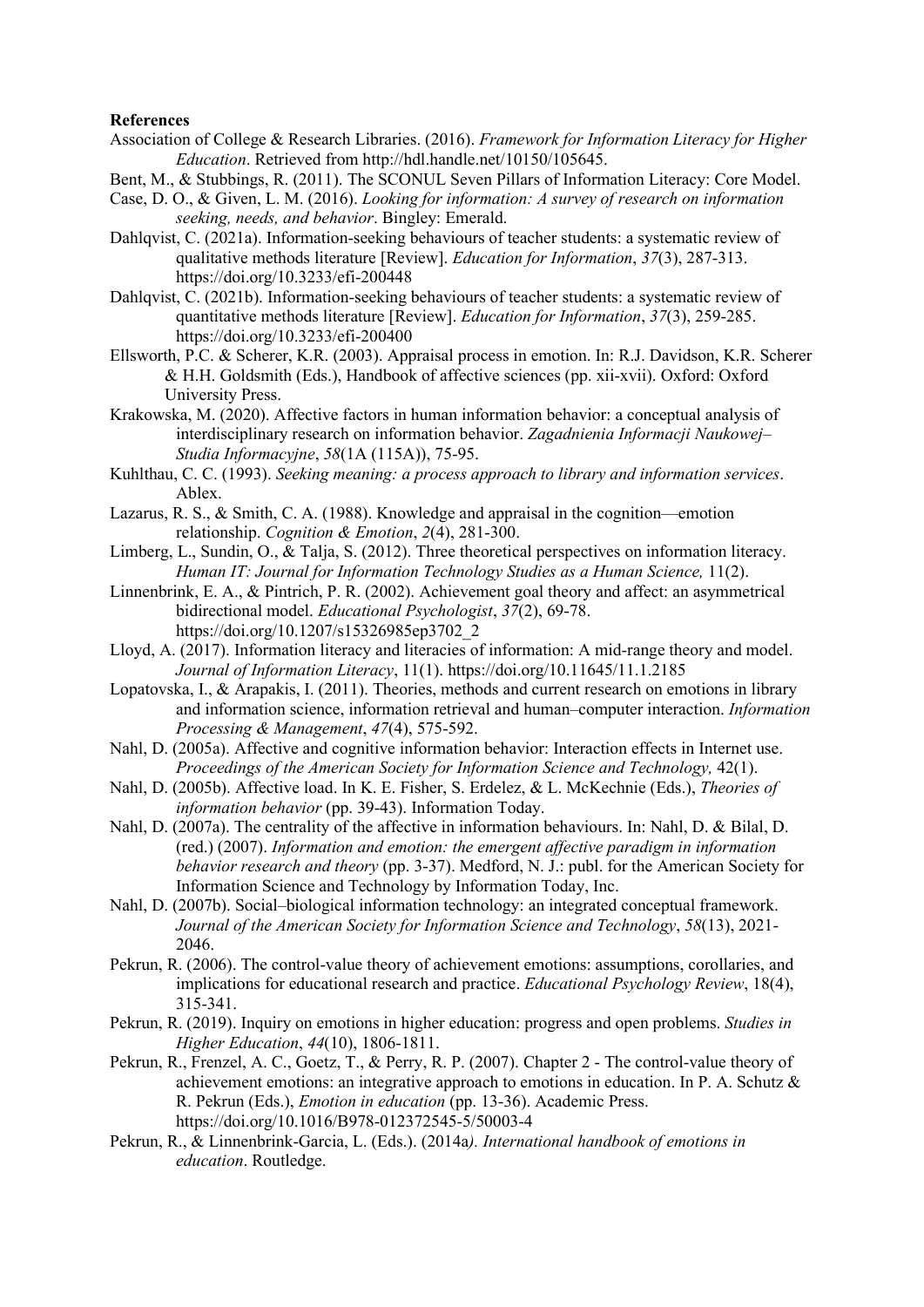**References**

Association of College & Research Libraries. (2016). *Framework for Information Literacy for Higher Education*. Retrieved from http://hdl.handle.net/10150/105645.

Bent, M., & Stubbings, R. (2011). The SCONUL Seven Pillars of Information Literacy: Core Model.

Case, D. O., & Given, L. M. (2016). *Looking for information: A survey of research on information seeking, needs, and behavior*. Bingley: Emerald.

Dahlqvist, C. (2021a). Information-seeking behaviours of teacher students: a systematic review of qualitative methods literature [Review]. *Education for Information*, *37*(3), 287-313. https://doi.org/10.3233/efi-200448

Dahlqvist, C. (2021b). Information-seeking behaviours of teacher students: a systematic review of quantitative methods literature [Review]. *Education for Information*, *37*(3), 259-285. https://doi.org/10.3233/efi-200400

Ellsworth, P.C. & Scherer, K.R. (2003). Appraisal process in emotion. In: R.J. Davidson, K.R. Scherer & H.H. Goldsmith (Eds.), Handbook of affective sciences (pp. xii-xvii). Oxford: Oxford University Press.

Krakowska, M. (2020). Affective factors in human information behavior: a conceptual analysis of interdisciplinary research on information behavior. *Zagadnienia Informacji Naukowej–Studia Informacyjne*, *58*(1A (115A)), 75-95.

Kuhlthau, C. C. (1993). *Seeking meaning: a process approach to library and information services*. Ablex.

Lazarus, R. S., & Smith, C. A. (1988). Knowledge and appraisal in the cognition—emotion relationship. *Cognition & Emotion*, *2*(4), 281-300.

Limberg, L., Sundin, O., & Talja, S. (2012). Three theoretical perspectives on information literacy. *Human IT: Journal for Information Technology Studies as a Human Science,* 11(2).

Linnenbrink, E. A., & Pintrich, P. R. (2002). Achievement goal theory and affect: an asymmetrical bidirectional model. *Educational Psychologist*, *37*(2), 69-78. https://doi.org/10.1207/s15326985ep3702_2

Lloyd, A. (2017). Information literacy and literacies of information: A mid-range theory and model. *Journal of Information Literacy*, 11(1). https://doi.org/10.11645/11.1.2185

Lopatovska, I., & Arapakis, I. (2011). Theories, methods and current research on emotions in library and information science, information retrieval and human–computer interaction. *Information Processing & Management*, *47*(4), 575-592.

Nahl, D. (2005a). Affective and cognitive information behavior: Interaction effects in Internet use. *Proceedings of the American Society for Information Science and Technology,* 42(1).

Nahl, D. (2005b). Affective load. In K. E. Fisher, S. Erdelez, & L. McKechnie (Eds.), *Theories of information behavior* (pp. 39-43). Information Today.

Nahl, D. (2007a). The centrality of the affective in information behaviours. In: Nahl, D. & Bilal, D. (red.) (2007). *Information and emotion: the emergent affective paradigm in information behavior research and theory* (pp. 3-37). Medford, N. J.: publ. for the American Society for Information Science and Technology by Information Today, Inc.

Nahl, D. (2007b). Social–biological information technology: an integrated conceptual framework. *Journal of the American Society for Information Science and Technology*, *58*(13), 2021-2046.

Pekrun, R. (2006). The control-value theory of achievement emotions: assumptions, corollaries, and implications for educational research and practice. *Educational Psychology Review*, 18(4), 315-341.

Pekrun, R. (2019). Inquiry on emotions in higher education: progress and open problems. *Studies in Higher Education*, *44*(10), 1806-1811.

Pekrun, R., Frenzel, A. C., Goetz, T., & Perry, R. P. (2007). Chapter 2 - The control-value theory of achievement emotions: an integrative approach to emotions in education. In P. A. Schutz & R. Pekrun (Eds.), *Emotion in education* (pp. 13-36). Academic Press. https://doi.org/10.1016/B978-012372545-5/50003-4

Pekrun, R., & Linnenbrink-Garcia, L. (Eds.). (2014a*). International handbook of emotions in education*. Routledge.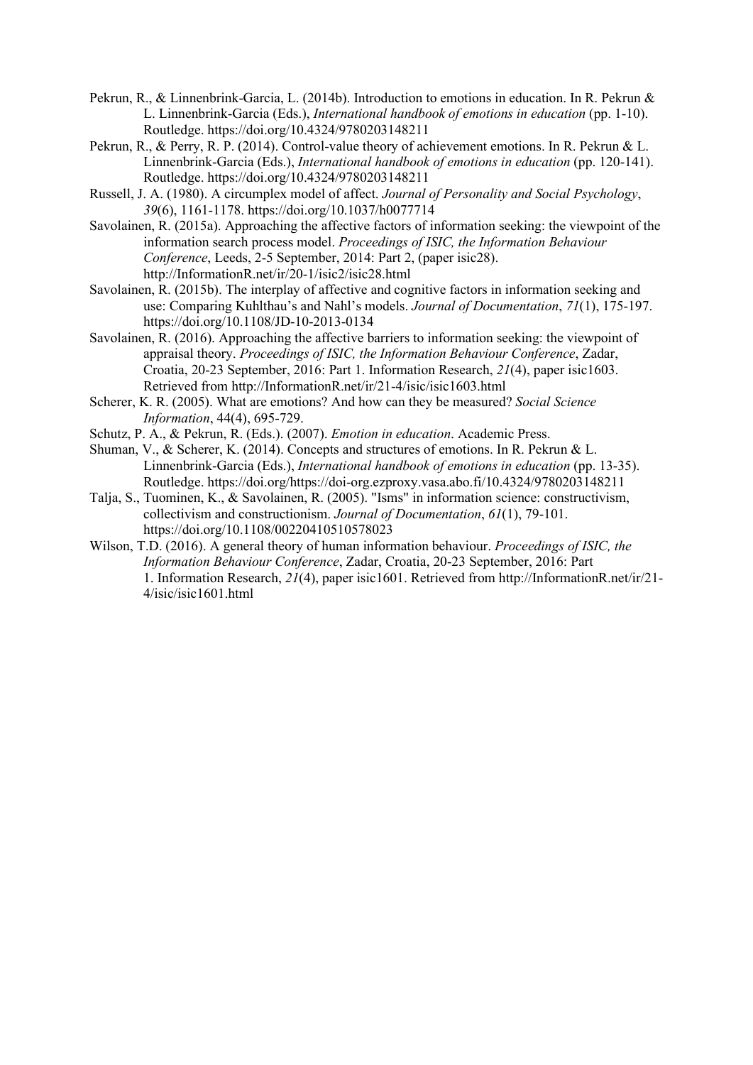Pekrun, R., & Linnenbrink-Garcia, L. (2014b). Introduction to emotions in education. In R. Pekrun & L. Linnenbrink-Garcia (Eds.), *International handbook of emotions in education* (pp. 1-10). Routledge. https://doi.org/10.4324/9780203148211

Pekrun, R., & Perry, R. P. (2014). Control-value theory of achievement emotions. In R. Pekrun & L. Linnenbrink-Garcia (Eds.), *International handbook of emotions in education* (pp. 120-141). Routledge. https://doi.org/10.4324/9780203148211

Russell, J. A. (1980). A circumplex model of affect. *Journal of Personality and Social Psychology*, *39*(6), 1161-1178. https://doi.org/10.1037/h0077714

Savolainen, R. (2015a). Approaching the affective factors of information seeking: the viewpoint of the information search process model. *Proceedings of ISIC, the Information Behaviour Conference*, Leeds, 2-5 September, 2014: Part 2, (paper isic28). http://InformationR.net/ir/20-1/isic2/isic28.html

Savolainen, R. (2015b). The interplay of affective and cognitive factors in information seeking and use: Comparing Kuhlthau's and Nahl's models. *Journal of Documentation*, *71*(1), 175-197. https://doi.org/10.1108/JD-10-2013-0134

Savolainen, R. (2016). Approaching the affective barriers to information seeking: the viewpoint of appraisal theory. *Proceedings of ISIC, the Information Behaviour Conference*, Zadar, Croatia, 20-23 September, 2016: Part 1. Information Research, *21*(4), paper isic1603. Retrieved from http://InformationR.net/ir/21-4/isic/isic1603.html

Scherer, K. R. (2005). What are emotions? And how can they be measured? *Social Science Information*, 44(4), 695-729.

Schutz, P. A., & Pekrun, R. (Eds.). (2007). *Emotion in education*. Academic Press.

Shuman, V., & Scherer, K. (2014). Concepts and structures of emotions. In R. Pekrun & L. Linnenbrink-Garcia (Eds.), *International handbook of emotions in education* (pp. 13-35). Routledge. https://doi.org/https://doi-org.ezproxy.vasa.abo.fi/10.4324/9780203148211

Talja, S., Tuominen, K., & Savolainen, R. (2005). "Isms" in information science: constructivism, collectivism and constructionism. *Journal of Documentation*, *61*(1), 79-101. https://doi.org/10.1108/00220410510578023

Wilson, T.D. (2016). A general theory of human information behaviour. *Proceedings of ISIC, the Information Behaviour Conference*, Zadar, Croatia, 20-23 September, 2016: Part 1. Information Research, *21*(4), paper isic1601. Retrieved from http://InformationR.net/ir/21-4/isic/isic1601.html